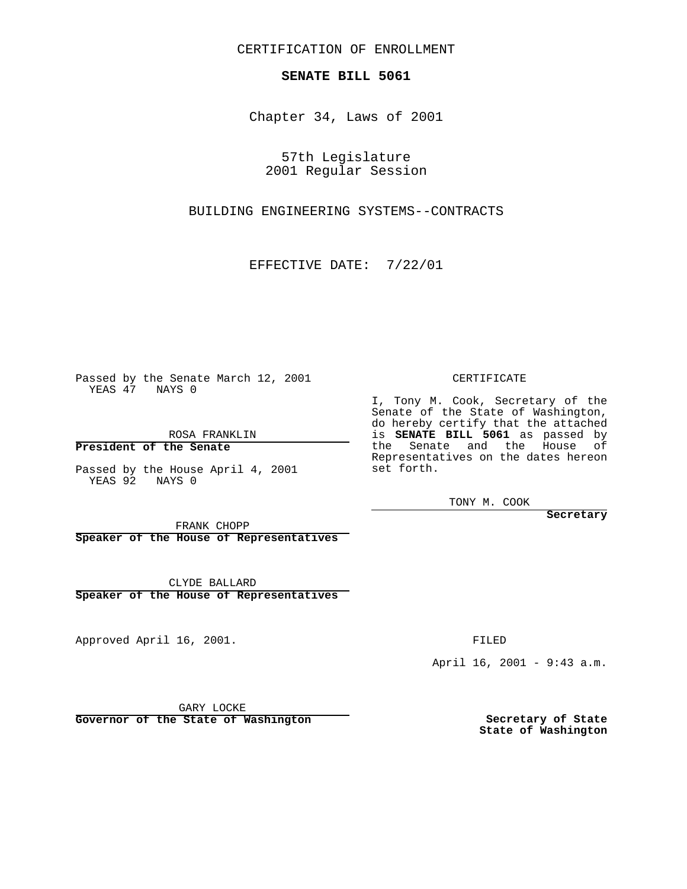CERTIFICATION OF ENROLLMENT

**SENATE BILL 5061**

Chapter 34, Laws of 2001

57th Legislature
2001 Regular Session

BUILDING ENGINEERING SYSTEMS--CONTRACTS

EFFECTIVE DATE: 7/22/01

Passed by the Senate March 12, 2001
YEAS 47 NAYS 0

ROSA FRANKLIN
**President of the Senate**

Passed by the House April 4, 2001
YEAS 92 NAYS 0

FRANK CHOPP
**Speaker of the House of Representatives**

CLYDE BALLARD
**Speaker of the House of Representatives**

CERTIFICATE

I, Tony M. Cook, Secretary of the Senate of the State of Washington, do hereby certify that the attached is **SENATE BILL 5061** as passed by the Senate and the House of Representatives on the dates hereon set forth.

TONY M. COOK
**Secretary**

Approved April 16, 2001.

GARY LOCKE
**Governor of the State of Washington**

FILED

April 16, 2001 - 9:43 a.m.

**Secretary of State**
**State of Washington**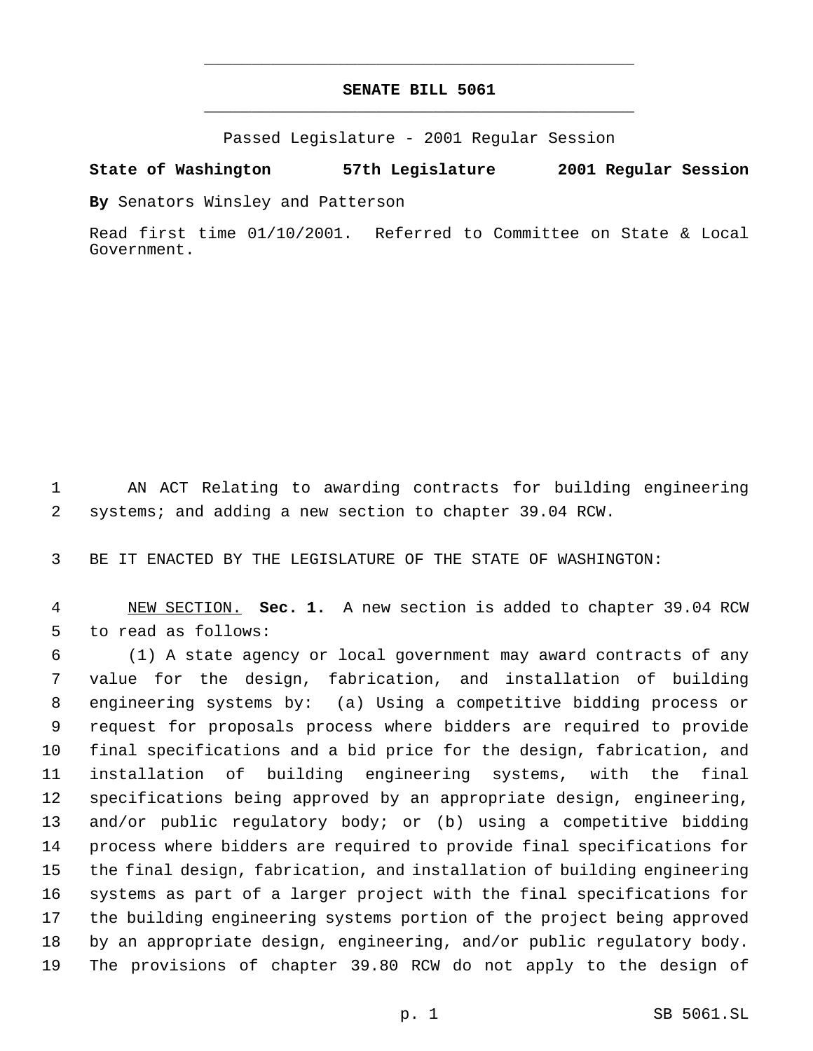# SENATE BILL 5061

Passed Legislature - 2001 Regular Session

**State of Washington 57th Legislature 2001 Regular Session**

**By** Senators Winsley and Patterson

Read first time 01/10/2001. Referred to Committee on State & Local Government.

AN ACT Relating to awarding contracts for building engineering systems; and adding a new section to chapter 39.04 RCW.

BE IT ENACTED BY THE LEGISLATURE OF THE STATE OF WASHINGTON:

NEW SECTION. **Sec. 1.** A new section is added to chapter 39.04 RCW to read as follows:

(1) A state agency or local government may award contracts of any value for the design, fabrication, and installation of building engineering systems by: (a) Using a competitive bidding process or request for proposals process where bidders are required to provide final specifications and a bid price for the design, fabrication, and installation of building engineering systems, with the final specifications being approved by an appropriate design, engineering, and/or public regulatory body; or (b) using a competitive bidding process where bidders are required to provide final specifications for the final design, fabrication, and installation of building engineering systems as part of a larger project with the final specifications for the building engineering systems portion of the project being approved by an appropriate design, engineering, and/or public regulatory body. The provisions of chapter 39.80 RCW do not apply to the design of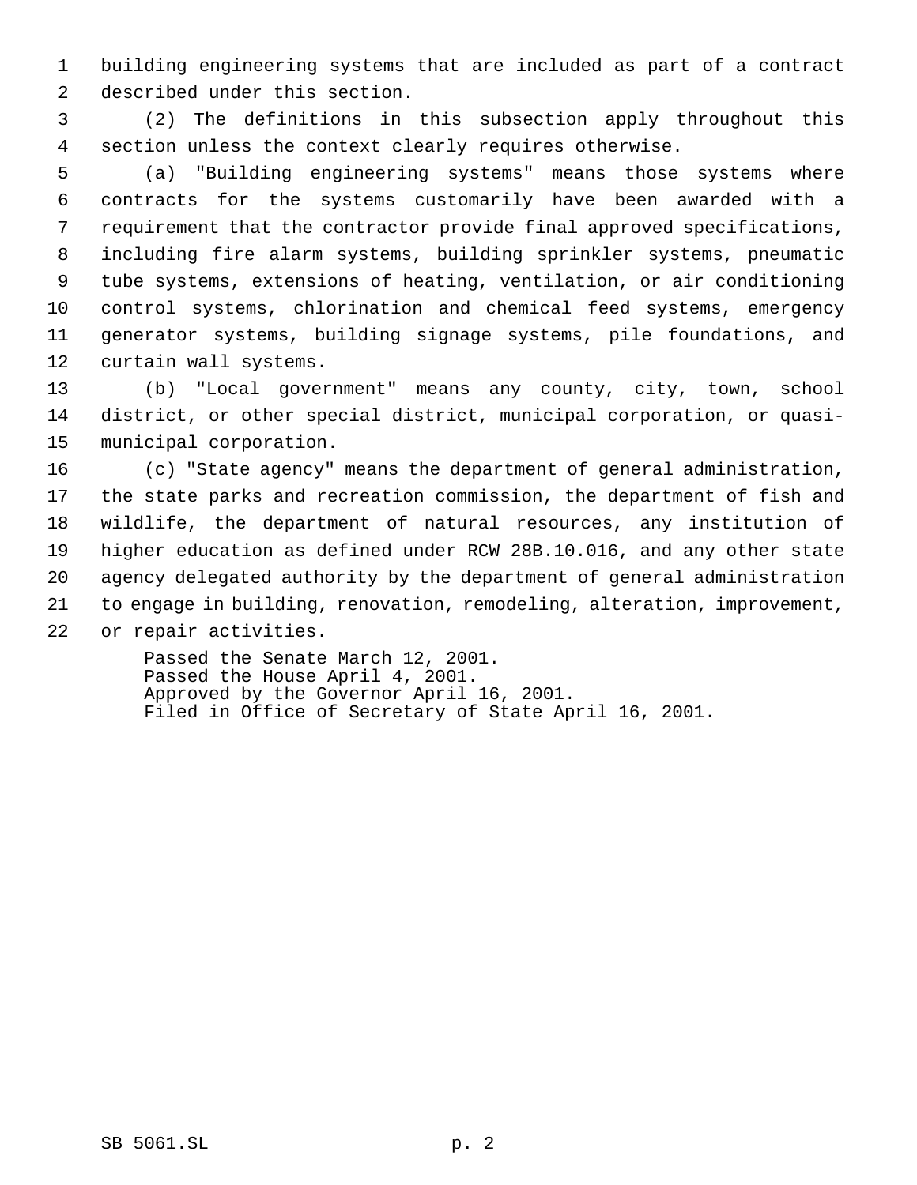building engineering systems that are included as part of a contract described under this section.

(2) The definitions in this subsection apply throughout this section unless the context clearly requires otherwise.

(a) "Building engineering systems" means those systems where contracts for the systems customarily have been awarded with a requirement that the contractor provide final approved specifications, including fire alarm systems, building sprinkler systems, pneumatic tube systems, extensions of heating, ventilation, or air conditioning control systems, chlorination and chemical feed systems, emergency generator systems, building signage systems, pile foundations, and curtain wall systems.

(b) "Local government" means any county, city, town, school district, or other special district, municipal corporation, or quasi-municipal corporation.

(c) "State agency" means the department of general administration, the state parks and recreation commission, the department of fish and wildlife, the department of natural resources, any institution of higher education as defined under RCW 28B.10.016, and any other state agency delegated authority by the department of general administration to engage in building, renovation, remodeling, alteration, improvement, or repair activities.

Passed the Senate March 12, 2001.
Passed the House April 4, 2001.
Approved by the Governor April 16, 2001.
Filed in Office of Secretary of State April 16, 2001.